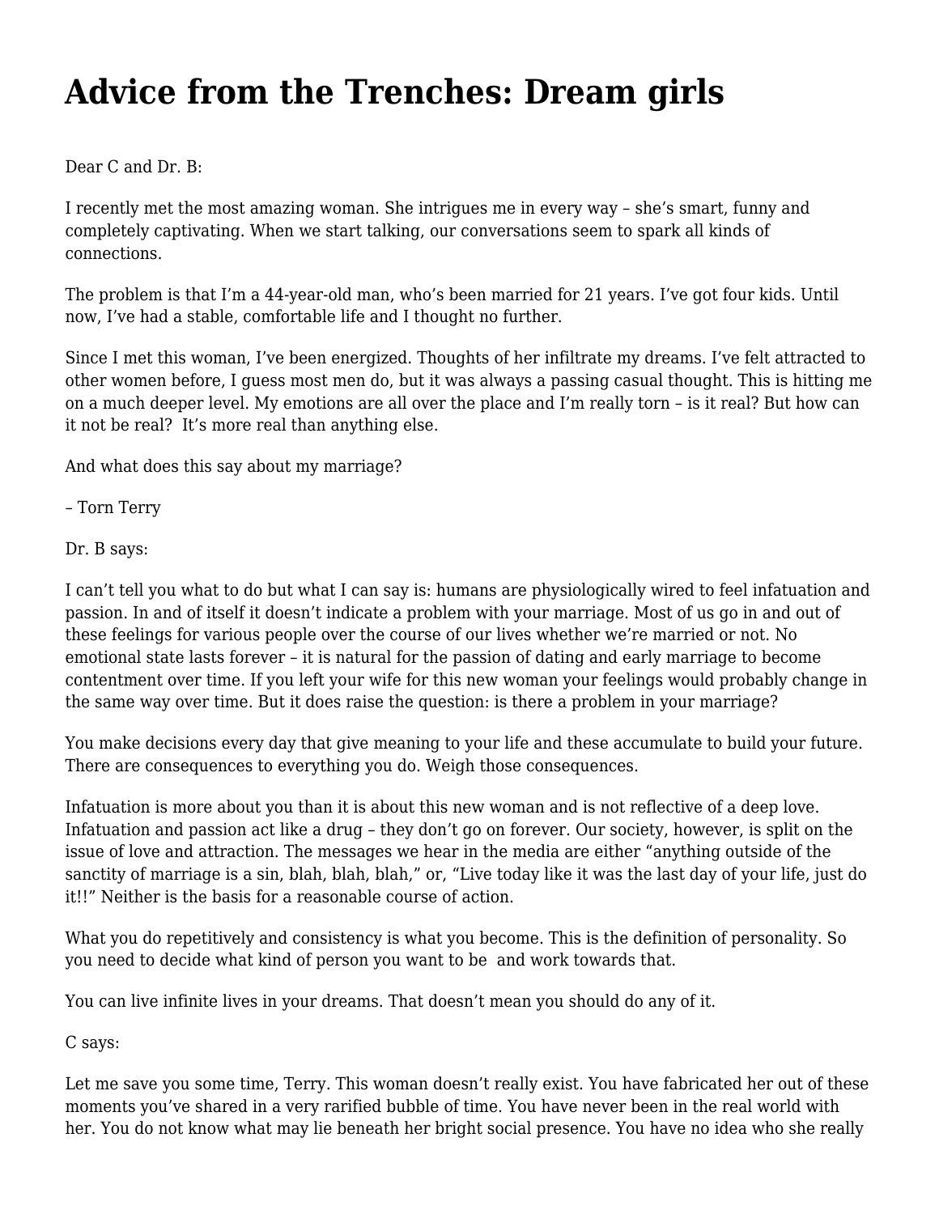# Advice from the Trenches: Dream girls

Dear C and Dr. B:

I recently met the most amazing woman. She intrigues me in every way – she's smart, funny and completely captivating. When we start talking, our conversations seem to spark all kinds of connections.

The problem is that I'm a 44-year-old man, who's been married for 21 years. I've got four kids. Until now, I've had a stable, comfortable life and I thought no further.

Since I met this woman, I've been energized. Thoughts of her infiltrate my dreams. I've felt attracted to other women before, I guess most men do, but it was always a passing casual thought. This is hitting me on a much deeper level. My emotions are all over the place and I'm really torn – is it real? But how can it not be real? It's more real than anything else.

And what does this say about my marriage?

– Torn Terry

Dr. B says:

I can't tell you what to do but what I can say is: humans are physiologically wired to feel infatuation and passion. In and of itself it doesn't indicate a problem with your marriage. Most of us go in and out of these feelings for various people over the course of our lives whether we're married or not. No emotional state lasts forever – it is natural for the passion of dating and early marriage to become contentment over time. If you left your wife for this new woman your feelings would probably change in the same way over time. But it does raise the question: is there a problem in your marriage?

You make decisions every day that give meaning to your life and these accumulate to build your future. There are consequences to everything you do. Weigh those consequences.

Infatuation is more about you than it is about this new woman and is not reflective of a deep love. Infatuation and passion act like a drug – they don't go on forever. Our society, however, is split on the issue of love and attraction. The messages we hear in the media are either "anything outside of the sanctity of marriage is a sin, blah, blah, blah," or, "Live today like it was the last day of your life, just do it!!" Neither is the basis for a reasonable course of action.

What you do repetitively and consistency is what you become. This is the definition of personality. So you need to decide what kind of person you want to be and work towards that.

You can live infinite lives in your dreams. That doesn't mean you should do any of it.

C says:

Let me save you some time, Terry. This woman doesn't really exist. You have fabricated her out of these moments you've shared in a very rarified bubble of time. You have never been in the real world with her. You do not know what may lie beneath her bright social presence. You have no idea who she really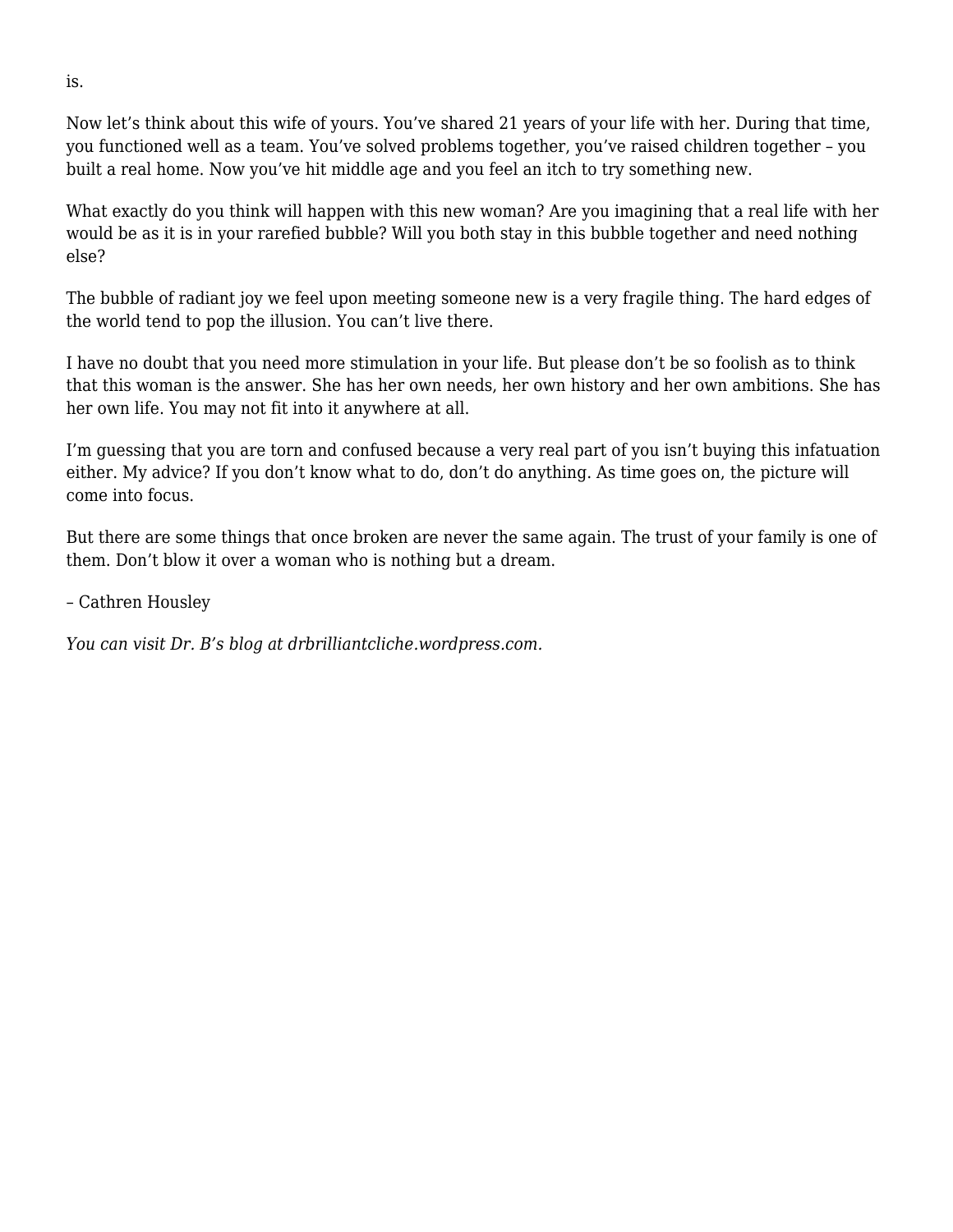is.

Now let’s think about this wife of yours. You’ve shared 21 years of your life with her. During that time, you functioned well as a team. You’ve solved problems together, you’ve raised children together – you built a real home. Now you’ve hit middle age and you feel an itch to try something new.

What exactly do you think will happen with this new woman? Are you imagining that a real life with her would be as it is in your rarefied bubble? Will you both stay in this bubble together and need nothing else?

The bubble of radiant joy we feel upon meeting someone new is a very fragile thing. The hard edges of the world tend to pop the illusion. You can’t live there.

I have no doubt that you need more stimulation in your life. But please don’t be so foolish as to think that this woman is the answer. She has her own needs, her own history and her own ambitions. She has her own life. You may not fit into it anywhere at all.

I’m guessing that you are torn and confused because a very real part of you isn’t buying this infatuation either. My advice? If you don’t know what to do, don’t do anything. As time goes on, the picture will come into focus.

But there are some things that once broken are never the same again. The trust of your family is one of them. Don’t blow it over a woman who is nothing but a dream.

– Cathren Housley

*You can visit Dr. B’s blog at drbrilliantcliche.wordpress.com.*